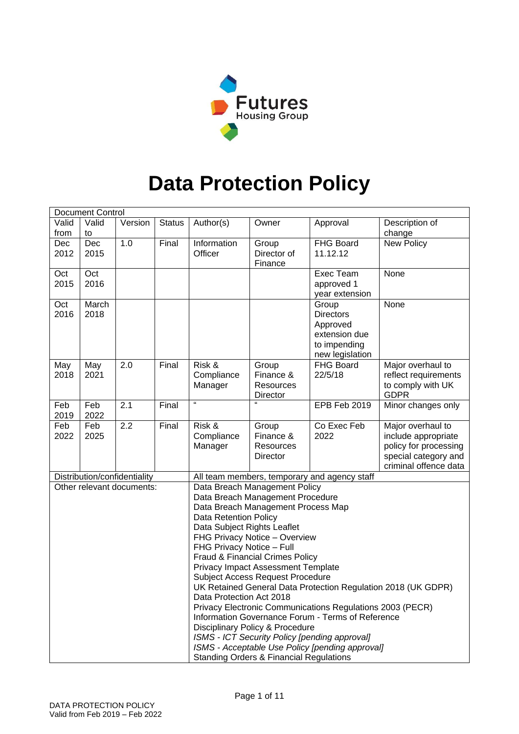Futures Housing Group

# Data Protection Policy

| Document Control | | | | | | | |
|---|---|---|---|---|---|---|---|
| Valid from | Valid to | Version | Status | Author(s) | Owner | Approval | Description of change |
| Dec 2012 | Dec 2015 | 1.0 | Final | Information Officer | Group Director of Finance | FHG Board 11.12.12 | New Policy |
| Oct 2015 | Oct 2016 | | | | | Exec Team approved 1 year extension | None |
| Oct 2016 | March 2018 | | | | | Group Directors Approved extension due to impending new legislation | None |
| May 2018 | May 2021 | 2.0 | Final | Risk & Compliance Manager | Group Finance & Resources Director | FHG Board 22/5/18 | Major overhaul to reflect requirements to comply with UK GDPR |
| Feb 2019 | Feb 2022 | 2.1 | Final | " | " | EPB Feb 2019 | Minor changes only |
| Feb 2022 | Feb 2025 | 2.2 | Final | Risk & Compliance Manager | Group Finance & Resources Director | Co Exec Feb 2022 | Major overhaul to include appropriate policy for processing special category and criminal offence data |
| Distribution/confidentiality | | | | All team members, temporary and agency staff | | | |
| Other relevant documents: | | | | Data Breach Management Policy<br>Data Breach Management Procedure<br>Data Breach Management Process Map<br>Data Retention Policy<br>Data Subject Rights Leaflet<br>FHG Privacy Notice – Overview<br>FHG Privacy Notice – Full<br>Fraud & Financial Crimes Policy<br>Privacy Impact Assessment Template<br>Subject Access Request Procedure<br>UK Retained General Data Protection Regulation 2018 (UK GDPR)<br>Data Protection Act 2018<br>Privacy Electronic Communications Regulations 2003 (PECR)<br>Information Governance Forum - Terms of Reference<br>Disciplinary Policy & Procedure<br>*ISMS - ICT Security Policy [pending approval]*<br>*ISMS - Acceptable Use Policy [pending approval]*<br>Standing Orders & Financial Regulations | | | |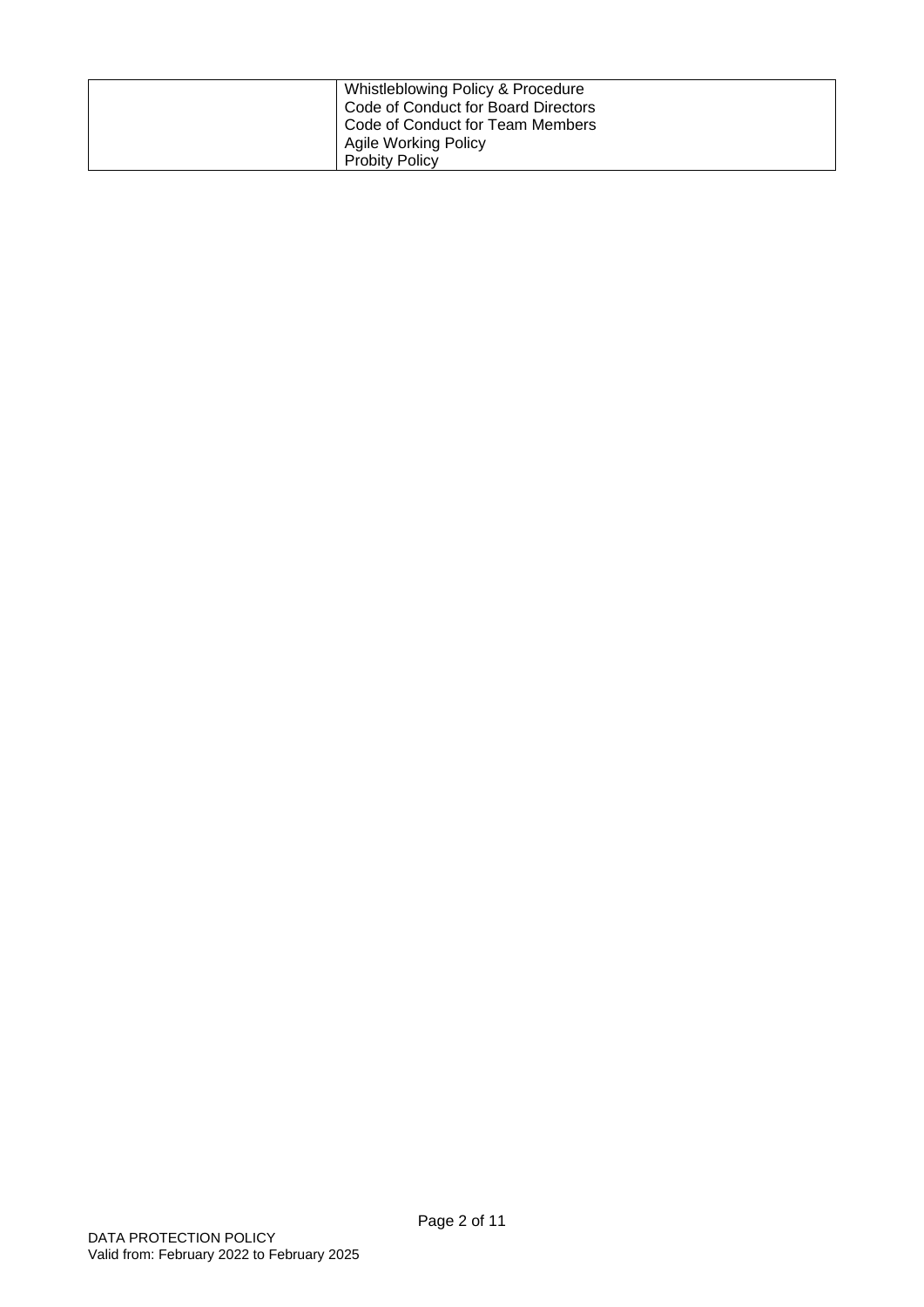| | |
|---|---|
| | Whistleblowing Policy & Procedure<br>Code of Conduct for Board Directors<br>Code of Conduct for Team Members<br>Agile Working Policy<br>Probity Policy |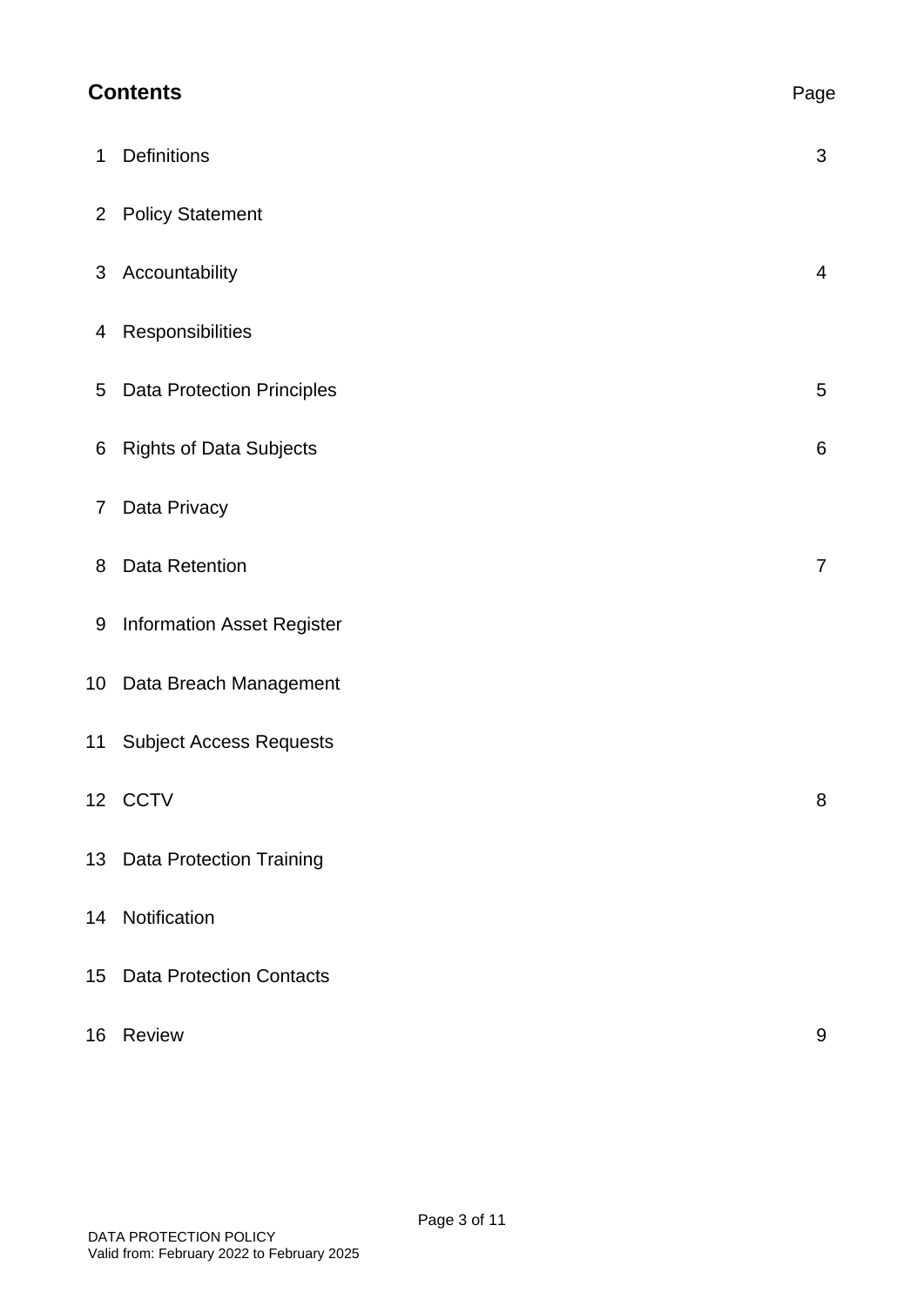## Contents

| | | Page |
|---|---|---|
| 1 | Definitions | 3 |
| 2 | Policy Statement | |
| 3 | Accountability | 4 |
| 4 | Responsibilities | |
| 5 | Data Protection Principles | 5 |
| 6 | Rights of Data Subjects | 6 |
| 7 | Data Privacy | |
| 8 | Data Retention | 7 |
| 9 | Information Asset Register | |
| 10 | Data Breach Management | |
| 11 | Subject Access Requests | |
| 12 | CCTV | 8 |
| 13 | Data Protection Training | |
| 14 | Notification | |
| 15 | Data Protection Contacts | |
| 16 | Review | 9 |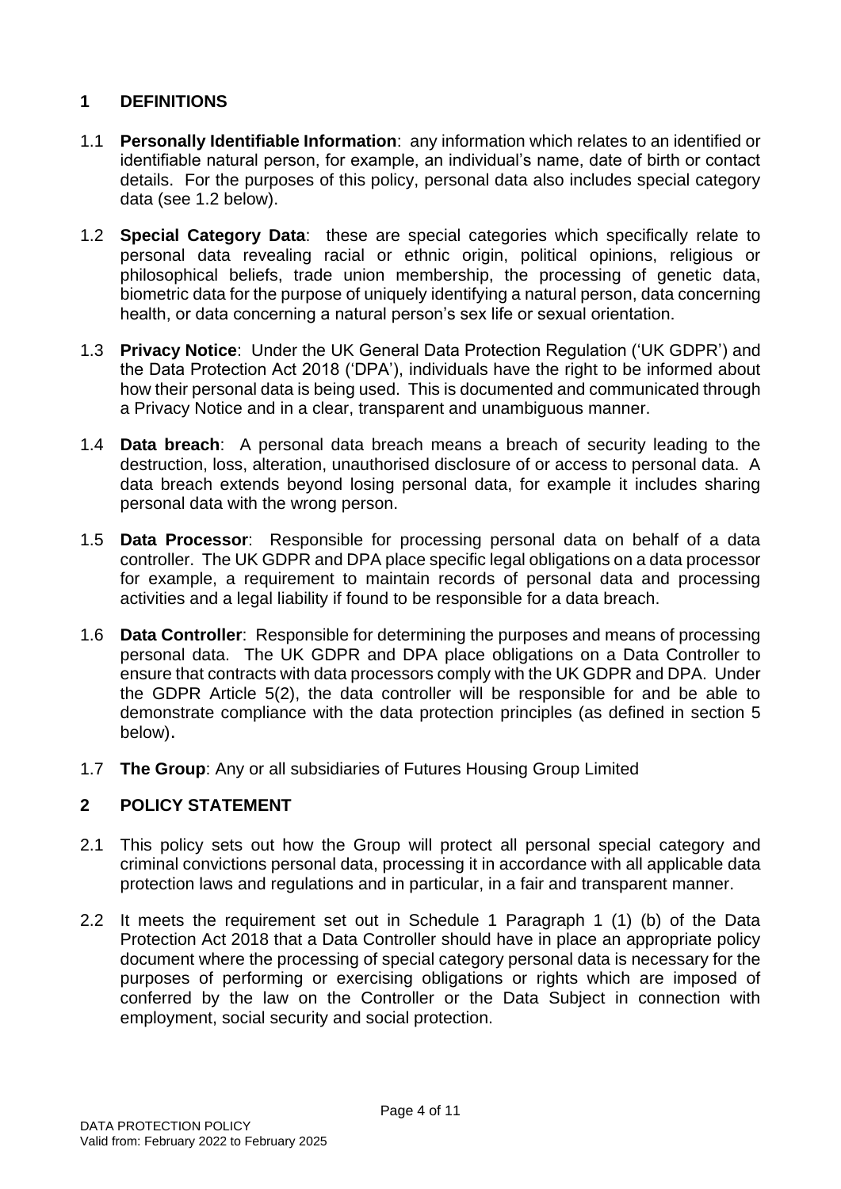## 1 DEFINITIONS

1.1 **Personally Identifiable Information**: any information which relates to an identified or identifiable natural person, for example, an individual's name, date of birth or contact details. For the purposes of this policy, personal data also includes special category data (see 1.2 below).

1.2 **Special Category Data**: these are special categories which specifically relate to personal data revealing racial or ethnic origin, political opinions, religious or philosophical beliefs, trade union membership, the processing of genetic data, biometric data for the purpose of uniquely identifying a natural person, data concerning health, or data concerning a natural person's sex life or sexual orientation.

1.3 **Privacy Notice**: Under the UK General Data Protection Regulation ('UK GDPR') and the Data Protection Act 2018 ('DPA'), individuals have the right to be informed about how their personal data is being used. This is documented and communicated through a Privacy Notice and in a clear, transparent and unambiguous manner.

1.4 **Data breach**: A personal data breach means a breach of security leading to the destruction, loss, alteration, unauthorised disclosure of or access to personal data. A data breach extends beyond losing personal data, for example it includes sharing personal data with the wrong person.

1.5 **Data Processor**: Responsible for processing personal data on behalf of a data controller. The UK GDPR and DPA place specific legal obligations on a data processor for example, a requirement to maintain records of personal data and processing activities and a legal liability if found to be responsible for a data breach.

1.6 **Data Controller**: Responsible for determining the purposes and means of processing personal data. The UK GDPR and DPA place obligations on a Data Controller to ensure that contracts with data processors comply with the UK GDPR and DPA. Under the GDPR Article 5(2), the data controller will be responsible for and be able to demonstrate compliance with the data protection principles (as defined in section 5 below).

1.7 **The Group**: Any or all subsidiaries of Futures Housing Group Limited

## 2 POLICY STATEMENT

2.1 This policy sets out how the Group will protect all personal special category and criminal convictions personal data, processing it in accordance with all applicable data protection laws and regulations and in particular, in a fair and transparent manner.

2.2 It meets the requirement set out in Schedule 1 Paragraph 1 (1) (b) of the Data Protection Act 2018 that a Data Controller should have in place an appropriate policy document where the processing of special category personal data is necessary for the purposes of performing or exercising obligations or rights which are imposed of conferred by the law on the Controller or the Data Subject in connection with employment, social security and social protection.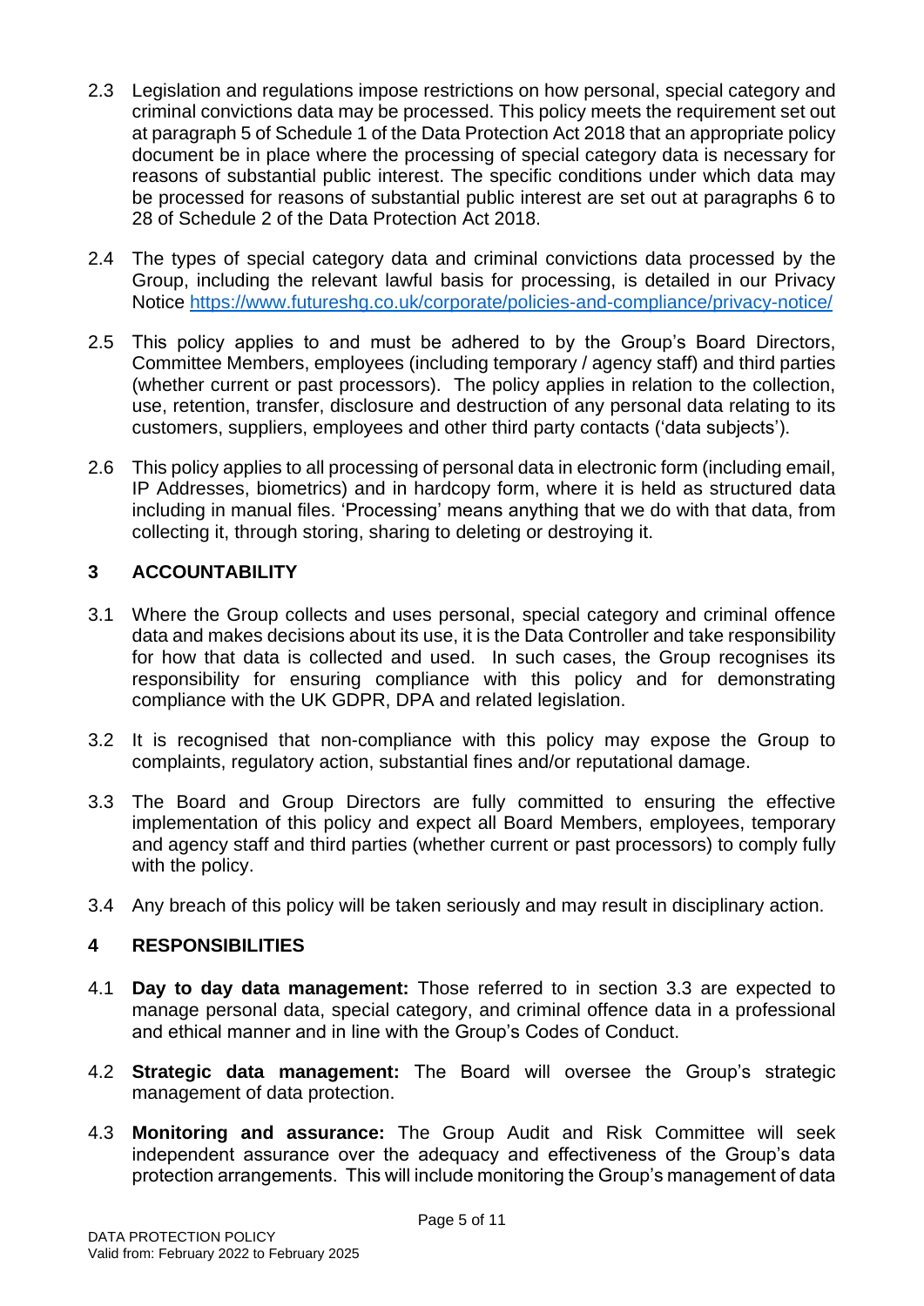2.3 Legislation and regulations impose restrictions on how personal, special category and criminal convictions data may be processed. This policy meets the requirement set out at paragraph 5 of Schedule 1 of the Data Protection Act 2018 that an appropriate policy document be in place where the processing of special category data is necessary for reasons of substantial public interest. The specific conditions under which data may be processed for reasons of substantial public interest are set out at paragraphs 6 to 28 of Schedule 2 of the Data Protection Act 2018.

2.4 The types of special category data and criminal convictions data processed by the Group, including the relevant lawful basis for processing, is detailed in our Privacy Notice https://www.futureshg.co.uk/corporate/policies-and-compliance/privacy-notice/

2.5 This policy applies to and must be adhered to by the Group's Board Directors, Committee Members, employees (including temporary / agency staff) and third parties (whether current or past processors). The policy applies in relation to the collection, use, retention, transfer, disclosure and destruction of any personal data relating to its customers, suppliers, employees and other third party contacts ('data subjects').

2.6 This policy applies to all processing of personal data in electronic form (including email, IP Addresses, biometrics) and in hardcopy form, where it is held as structured data including in manual files. 'Processing' means anything that we do with that data, from collecting it, through storing, sharing to deleting or destroying it.

## 3 ACCOUNTABILITY

3.1 Where the Group collects and uses personal, special category and criminal offence data and makes decisions about its use, it is the Data Controller and take responsibility for how that data is collected and used. In such cases, the Group recognises its responsibility for ensuring compliance with this policy and for demonstrating compliance with the UK GDPR, DPA and related legislation.

3.2 It is recognised that non-compliance with this policy may expose the Group to complaints, regulatory action, substantial fines and/or reputational damage.

3.3 The Board and Group Directors are fully committed to ensuring the effective implementation of this policy and expect all Board Members, employees, temporary and agency staff and third parties (whether current or past processors) to comply fully with the policy.

3.4 Any breach of this policy will be taken seriously and may result in disciplinary action.

## 4 RESPONSIBILITIES

4.1 **Day to day data management:** Those referred to in section 3.3 are expected to manage personal data, special category, and criminal offence data in a professional and ethical manner and in line with the Group's Codes of Conduct.

4.2 **Strategic data management:** The Board will oversee the Group's strategic management of data protection.

4.3 **Monitoring and assurance:** The Group Audit and Risk Committee will seek independent assurance over the adequacy and effectiveness of the Group's data protection arrangements. This will include monitoring the Group's management of data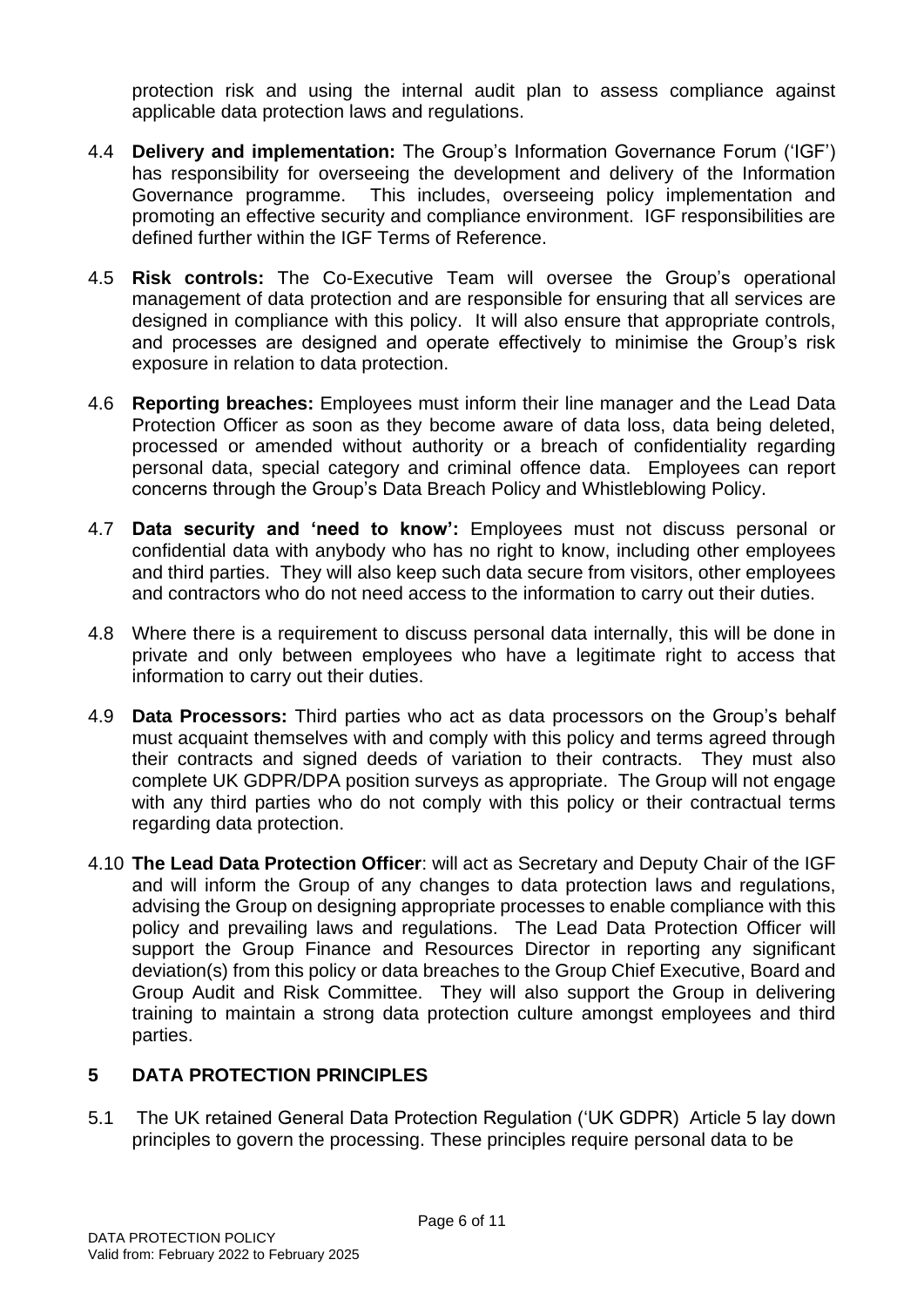protection risk and using the internal audit plan to assess compliance against applicable data protection laws and regulations.

4.4 **Delivery and implementation:** The Group's Information Governance Forum ('IGF') has responsibility for overseeing the development and delivery of the Information Governance programme. This includes, overseeing policy implementation and promoting an effective security and compliance environment. IGF responsibilities are defined further within the IGF Terms of Reference.

4.5 **Risk controls:** The Co-Executive Team will oversee the Group's operational management of data protection and are responsible for ensuring that all services are designed in compliance with this policy. It will also ensure that appropriate controls, and processes are designed and operate effectively to minimise the Group's risk exposure in relation to data protection.

4.6 **Reporting breaches:** Employees must inform their line manager and the Lead Data Protection Officer as soon as they become aware of data loss, data being deleted, processed or amended without authority or a breach of confidentiality regarding personal data, special category and criminal offence data. Employees can report concerns through the Group's Data Breach Policy and Whistleblowing Policy.

4.7 **Data security and 'need to know':** Employees must not discuss personal or confidential data with anybody who has no right to know, including other employees and third parties. They will also keep such data secure from visitors, other employees and contractors who do not need access to the information to carry out their duties.

4.8 Where there is a requirement to discuss personal data internally, this will be done in private and only between employees who have a legitimate right to access that information to carry out their duties.

4.9 **Data Processors:** Third parties who act as data processors on the Group's behalf must acquaint themselves with and comply with this policy and terms agreed through their contracts and signed deeds of variation to their contracts. They must also complete UK GDPR/DPA position surveys as appropriate. The Group will not engage with any third parties who do not comply with this policy or their contractual terms regarding data protection.

4.10 **The Lead Data Protection Officer**: will act as Secretary and Deputy Chair of the IGF and will inform the Group of any changes to data protection laws and regulations, advising the Group on designing appropriate processes to enable compliance with this policy and prevailing laws and regulations. The Lead Data Protection Officer will support the Group Finance and Resources Director in reporting any significant deviation(s) from this policy or data breaches to the Group Chief Executive, Board and Group Audit and Risk Committee. They will also support the Group in delivering training to maintain a strong data protection culture amongst employees and third parties.

## 5 DATA PROTECTION PRINCIPLES

5.1 The UK retained General Data Protection Regulation ('UK GDPR) Article 5 lay down principles to govern the processing. These principles require personal data to be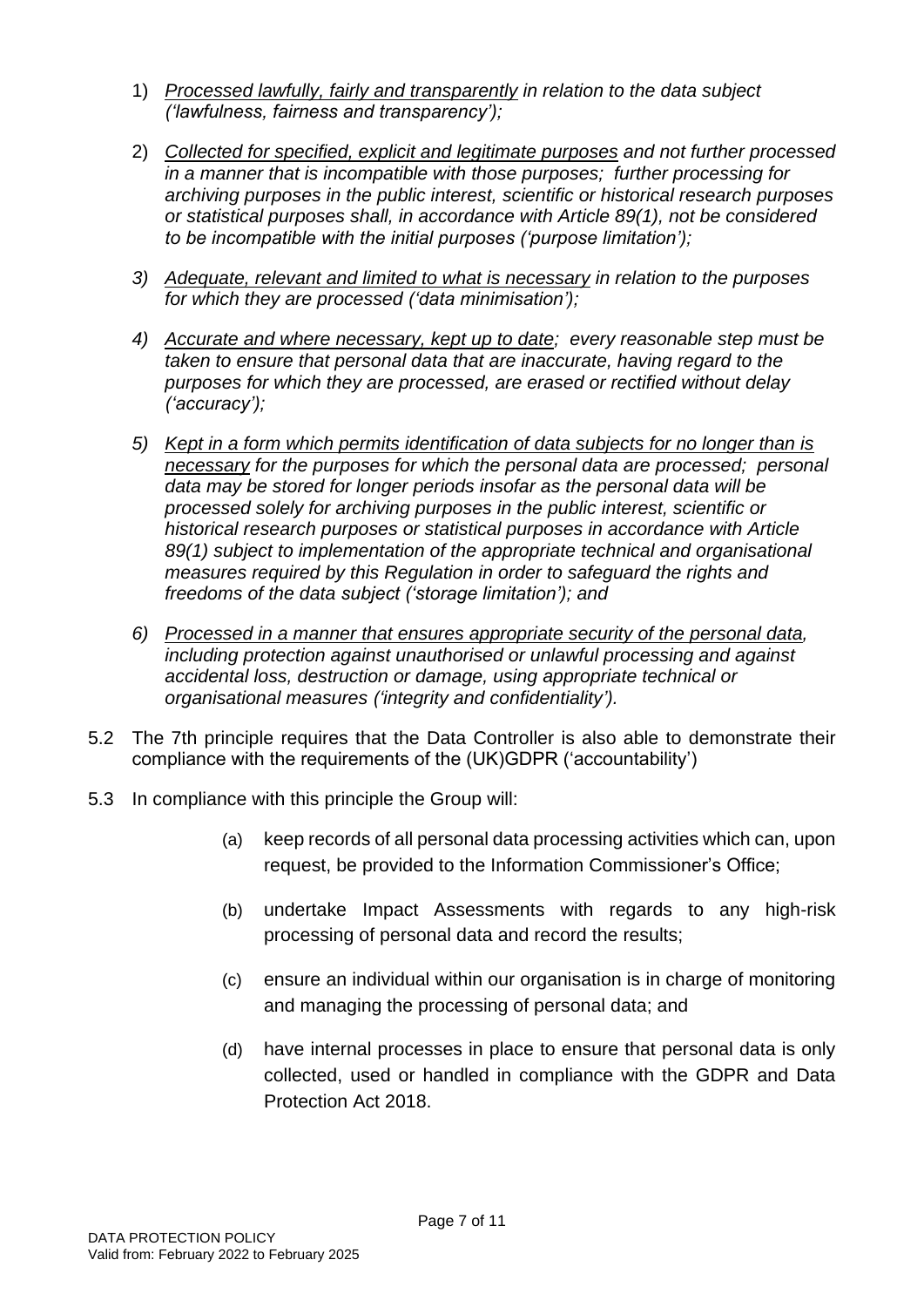1) *<u>Processed lawfully, fairly and transparently</u> in relation to the data subject ('lawfulness, fairness and transparency');*

2) *<u>Collected for specified, explicit and legitimate purposes</u> and not further processed in a manner that is incompatible with those purposes; further processing for archiving purposes in the public interest, scientific or historical research purposes or statistical purposes shall, in accordance with Article 89(1), not be considered to be incompatible with the initial purposes ('purpose limitation');*

3) *<u>Adequate, relevant and limited to what is necessary</u> in relation to the purposes for which they are processed ('data minimisation');*

4) *<u>Accurate and where necessary, kept up to date</u>; every reasonable step must be taken to ensure that personal data that are inaccurate, having regard to the purposes for which they are processed, are erased or rectified without delay ('accuracy');*

5) *<u>Kept in a form which permits identification of data subjects for no longer than is necessary</u> for the purposes for which the personal data are processed; personal data may be stored for longer periods insofar as the personal data will be processed solely for archiving purposes in the public interest, scientific or historical research purposes or statistical purposes in accordance with Article 89(1) subject to implementation of the appropriate technical and organisational measures required by this Regulation in order to safeguard the rights and freedoms of the data subject ('storage limitation'); and*

6) *<u>Processed in a manner that ensures appropriate security of the personal data</u>, including protection against unauthorised or unlawful processing and against accidental loss, destruction or damage, using appropriate technical or organisational measures ('integrity and confidentiality').*

5.2 The 7th principle requires that the Data Controller is also able to demonstrate their compliance with the requirements of the (UK)GDPR ('accountability')

5.3 In compliance with this principle the Group will:

(a) keep records of all personal data processing activities which can, upon request, be provided to the Information Commissioner's Office;

(b) undertake Impact Assessments with regards to any high-risk processing of personal data and record the results;

(c) ensure an individual within our organisation is in charge of monitoring and managing the processing of personal data; and

(d) have internal processes in place to ensure that personal data is only collected, used or handled in compliance with the GDPR and Data Protection Act 2018.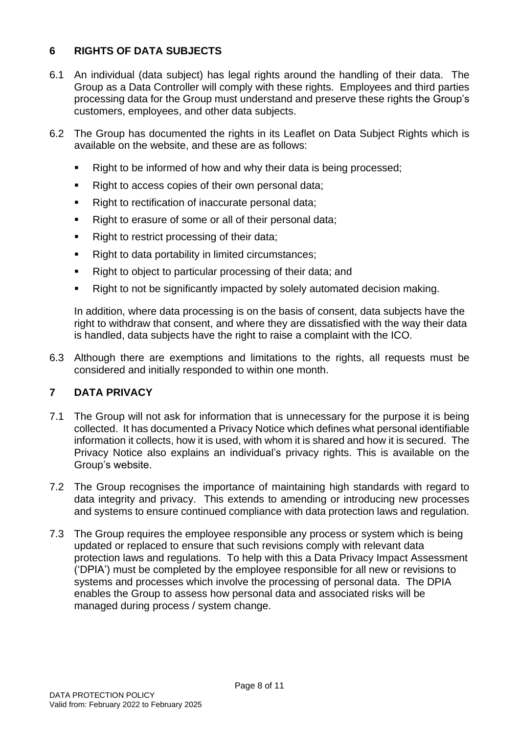## 6 RIGHTS OF DATA SUBJECTS

6.1 An individual (data subject) has legal rights around the handling of their data. The Group as a Data Controller will comply with these rights. Employees and third parties processing data for the Group must understand and preserve these rights the Group's customers, employees, and other data subjects.

6.2 The Group has documented the rights in its Leaflet on Data Subject Rights which is available on the website, and these are as follows:

- Right to be informed of how and why their data is being processed;
- Right to access copies of their own personal data;
- Right to rectification of inaccurate personal data;
- Right to erasure of some or all of their personal data;
- Right to restrict processing of their data;
- Right to data portability in limited circumstances;
- Right to object to particular processing of their data; and
- Right to not be significantly impacted by solely automated decision making.

In addition, where data processing is on the basis of consent, data subjects have the right to withdraw that consent, and where they are dissatisfied with the way their data is handled, data subjects have the right to raise a complaint with the ICO.

6.3 Although there are exemptions and limitations to the rights, all requests must be considered and initially responded to within one month.

## 7 DATA PRIVACY

7.1 The Group will not ask for information that is unnecessary for the purpose it is being collected. It has documented a Privacy Notice which defines what personal identifiable information it collects, how it is used, with whom it is shared and how it is secured. The Privacy Notice also explains an individual's privacy rights. This is available on the Group's website.

7.2 The Group recognises the importance of maintaining high standards with regard to data integrity and privacy. This extends to amending or introducing new processes and systems to ensure continued compliance with data protection laws and regulation.

7.3 The Group requires the employee responsible any process or system which is being updated or replaced to ensure that such revisions comply with relevant data protection laws and regulations. To help with this a Data Privacy Impact Assessment ('DPIA') must be completed by the employee responsible for all new or revisions to systems and processes which involve the processing of personal data. The DPIA enables the Group to assess how personal data and associated risks will be managed during process / system change.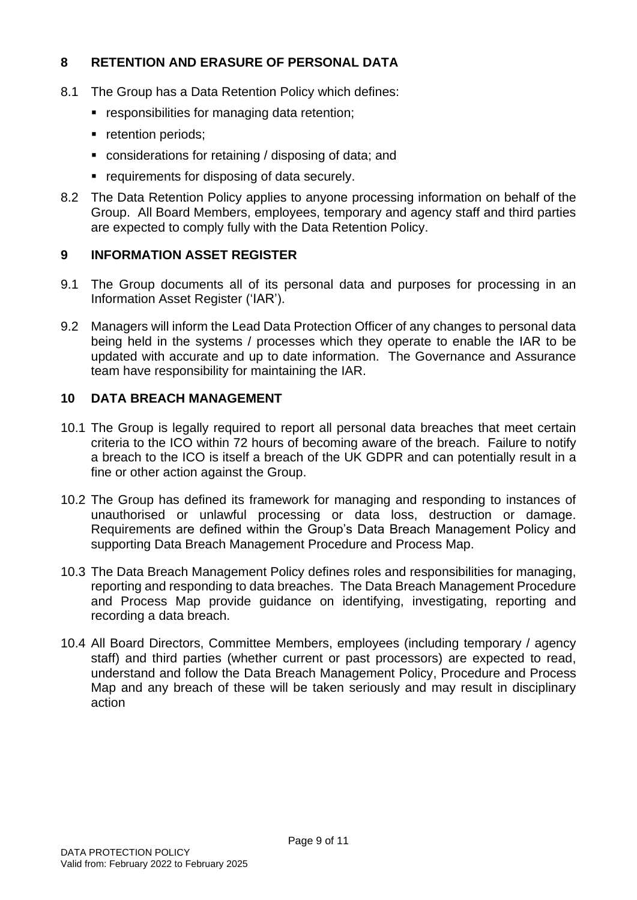## 8 RETENTION AND ERASURE OF PERSONAL DATA

8.1 The Group has a Data Retention Policy which defines:

- responsibilities for managing data retention;
- retention periods;
- considerations for retaining / disposing of data; and
- requirements for disposing of data securely.

8.2 The Data Retention Policy applies to anyone processing information on behalf of the Group. All Board Members, employees, temporary and agency staff and third parties are expected to comply fully with the Data Retention Policy.

## 9 INFORMATION ASSET REGISTER

9.1 The Group documents all of its personal data and purposes for processing in an Information Asset Register ('IAR').

9.2 Managers will inform the Lead Data Protection Officer of any changes to personal data being held in the systems / processes which they operate to enable the IAR to be updated with accurate and up to date information. The Governance and Assurance team have responsibility for maintaining the IAR.

## 10 DATA BREACH MANAGEMENT

10.1 The Group is legally required to report all personal data breaches that meet certain criteria to the ICO within 72 hours of becoming aware of the breach. Failure to notify a breach to the ICO is itself a breach of the UK GDPR and can potentially result in a fine or other action against the Group.

10.2 The Group has defined its framework for managing and responding to instances of unauthorised or unlawful processing or data loss, destruction or damage. Requirements are defined within the Group's Data Breach Management Policy and supporting Data Breach Management Procedure and Process Map.

10.3 The Data Breach Management Policy defines roles and responsibilities for managing, reporting and responding to data breaches. The Data Breach Management Procedure and Process Map provide guidance on identifying, investigating, reporting and recording a data breach.

10.4 All Board Directors, Committee Members, employees (including temporary / agency staff) and third parties (whether current or past processors) are expected to read, understand and follow the Data Breach Management Policy, Procedure and Process Map and any breach of these will be taken seriously and may result in disciplinary action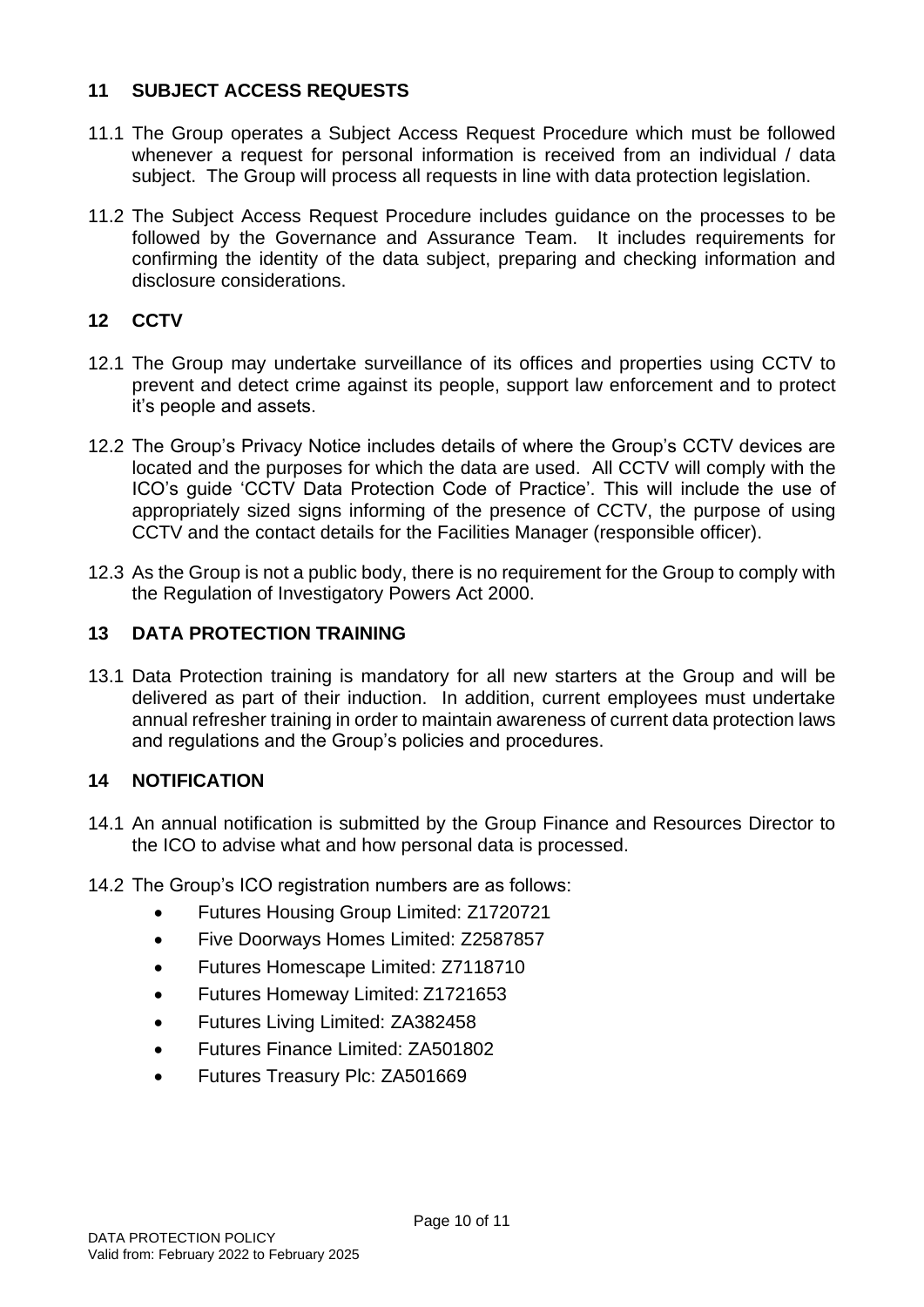## 11 SUBJECT ACCESS REQUESTS

11.1 The Group operates a Subject Access Request Procedure which must be followed whenever a request for personal information is received from an individual / data subject. The Group will process all requests in line with data protection legislation.

11.2 The Subject Access Request Procedure includes guidance on the processes to be followed by the Governance and Assurance Team. It includes requirements for confirming the identity of the data subject, preparing and checking information and disclosure considerations.

## 12 CCTV

12.1 The Group may undertake surveillance of its offices and properties using CCTV to prevent and detect crime against its people, support law enforcement and to protect it's people and assets.

12.2 The Group's Privacy Notice includes details of where the Group's CCTV devices are located and the purposes for which the data are used. All CCTV will comply with the ICO's guide 'CCTV Data Protection Code of Practice'. This will include the use of appropriately sized signs informing of the presence of CCTV, the purpose of using CCTV and the contact details for the Facilities Manager (responsible officer).

12.3 As the Group is not a public body, there is no requirement for the Group to comply with the Regulation of Investigatory Powers Act 2000.

## 13 DATA PROTECTION TRAINING

13.1 Data Protection training is mandatory for all new starters at the Group and will be delivered as part of their induction. In addition, current employees must undertake annual refresher training in order to maintain awareness of current data protection laws and regulations and the Group's policies and procedures.

## 14 NOTIFICATION

14.1 An annual notification is submitted by the Group Finance and Resources Director to the ICO to advise what and how personal data is processed.

14.2 The Group's ICO registration numbers are as follows:

- Futures Housing Group Limited: Z1720721
- Five Doorways Homes Limited: Z2587857
- Futures Homescape Limited: Z7118710
- Futures Homeway Limited: Z1721653
- Futures Living Limited: ZA382458
- Futures Finance Limited: ZA501802
- Futures Treasury Plc: ZA501669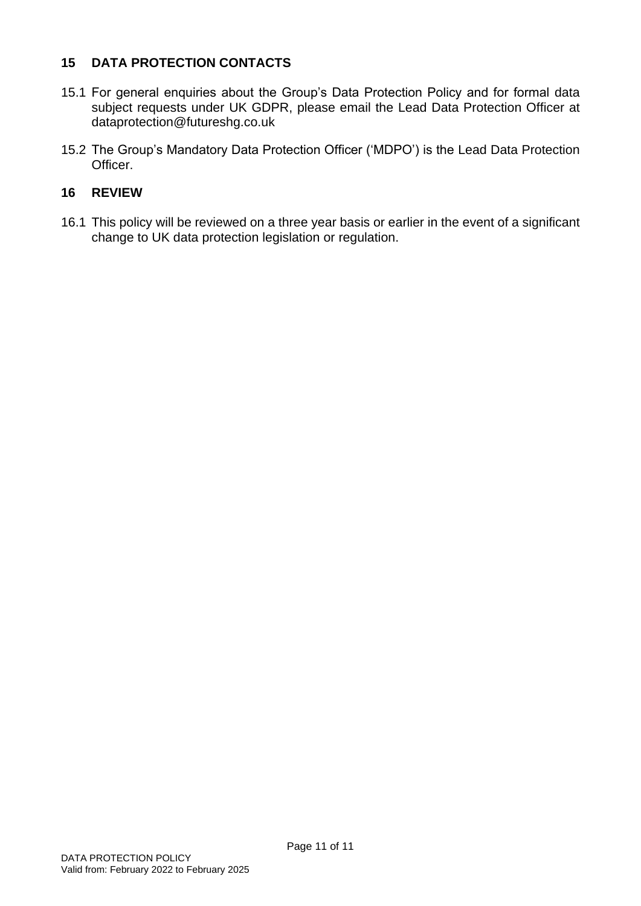## 15 DATA PROTECTION CONTACTS

15.1 For general enquiries about the Group's Data Protection Policy and for formal data subject requests under UK GDPR, please email the Lead Data Protection Officer at dataprotection@futureshg.co.uk

15.2 The Group's Mandatory Data Protection Officer ('MDPO') is the Lead Data Protection Officer.

## 16 REVIEW

16.1 This policy will be reviewed on a three year basis or earlier in the event of a significant change to UK data protection legislation or regulation.